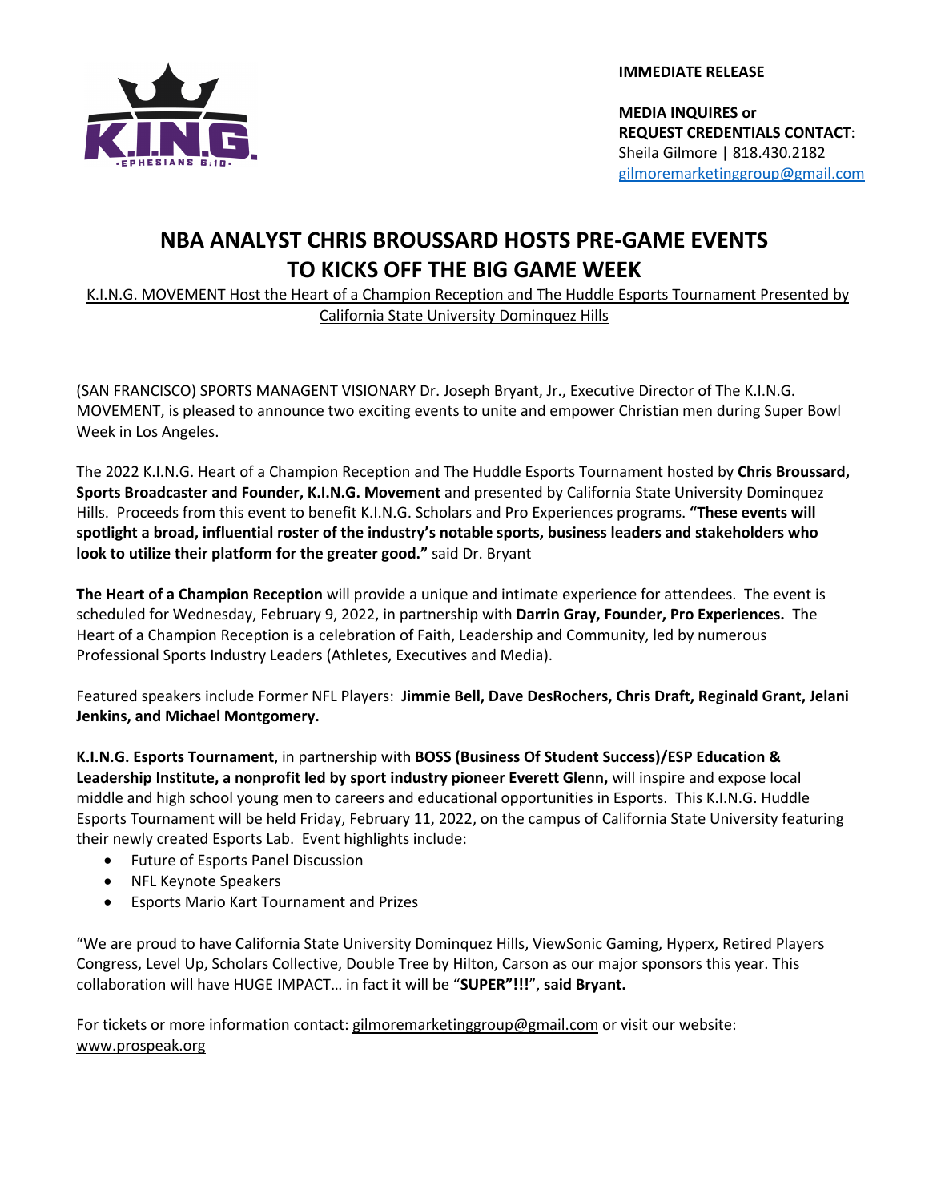**IMMEDIATE RELEASE**

**MEDIA INQUIRES or REQUEST CREDENTIALS CONTACT**:
Sheila Gilmore | 818.430.2182
gilmoremarketinggroup@gmail.com

# NBA ANALYST CHRIS BROUSSARD HOSTS PRE-GAME EVENTS TO KICKS OFF THE BIG GAME WEEK

K.I.N.G. MOVEMENT Host the Heart of a Champion Reception and The Huddle Esports Tournament Presented by California State University Dominquez Hills

(SAN FRANCISCO) SPORTS MANAGENT VISIONARY Dr. Joseph Bryant, Jr., Executive Director of The K.I.N.G. MOVEMENT, is pleased to announce two exciting events to unite and empower Christian men during Super Bowl Week in Los Angeles.

The 2022 K.I.N.G. Heart of a Champion Reception and The Huddle Esports Tournament hosted by **Chris Broussard, Sports Broadcaster and Founder, K.I.N.G. Movement** and presented by California State University Dominquez Hills. Proceeds from this event to benefit K.I.N.G. Scholars and Pro Experiences programs. **"These events will spotlight a broad, influential roster of the industry's notable sports, business leaders and stakeholders who look to utilize their platform for the greater good."** said Dr. Bryant

**The Heart of a Champion Reception** will provide a unique and intimate experience for attendees. The event is scheduled for Wednesday, February 9, 2022, in partnership with **Darrin Gray, Founder, Pro Experiences.** The Heart of a Champion Reception is a celebration of Faith, Leadership and Community, led by numerous Professional Sports Industry Leaders (Athletes, Executives and Media).

Featured speakers include Former NFL Players: **Jimmie Bell, Dave DesRochers, Chris Draft, Reginald Grant, Jelani Jenkins, and Michael Montgomery.**

**K.I.N.G. Esports Tournament**, in partnership with **BOSS (Business Of Student Success)/ESP Education & Leadership Institute, a nonprofit led by sport industry pioneer Everett Glenn,** will inspire and expose local middle and high school young men to careers and educational opportunities in Esports. This K.I.N.G. Huddle Esports Tournament will be held Friday, February 11, 2022, on the campus of California State University featuring their newly created Esports Lab. Event highlights include:

- Future of Esports Panel Discussion
- NFL Keynote Speakers
- Esports Mario Kart Tournament and Prizes

"We are proud to have California State University Dominquez Hills, ViewSonic Gaming, Hyperx, Retired Players Congress, Level Up, Scholars Collective, Double Tree by Hilton, Carson as our major sponsors this year. This collaboration will have HUGE IMPACT… in fact it will be "**SUPER"!!!**", **said Bryant.**

For tickets or more information contact: gilmoremarketinggroup@gmail.com or visit our website: www.prospeak.org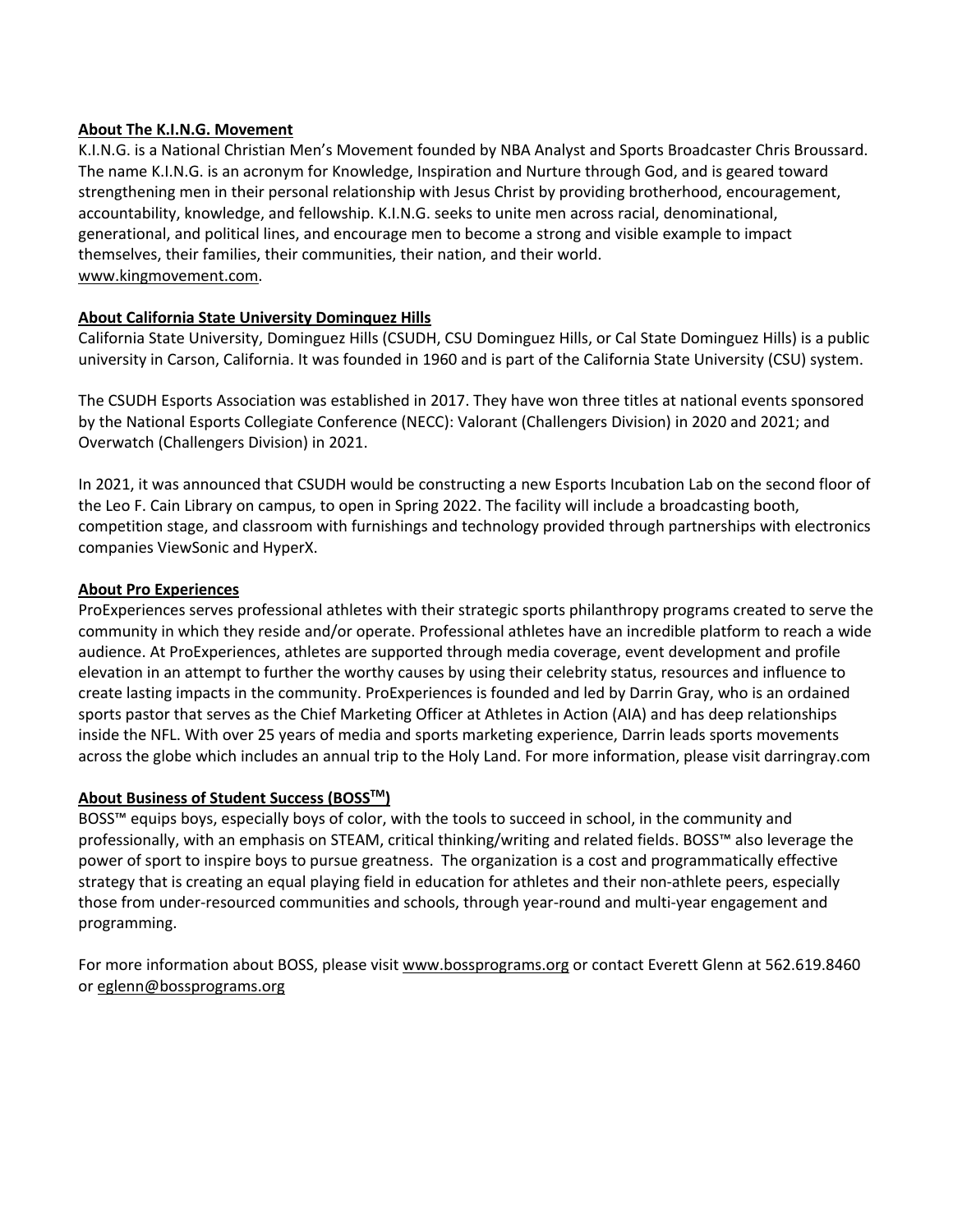**About The K.I.N.G. Movement**

K.I.N.G. is a National Christian Men's Movement founded by NBA Analyst and Sports Broadcaster Chris Broussard. The name K.I.N.G. is an acronym for Knowledge, Inspiration and Nurture through God, and is geared toward strengthening men in their personal relationship with Jesus Christ by providing brotherhood, encouragement, accountability, knowledge, and fellowship. K.I.N.G. seeks to unite men across racial, denominational, generational, and political lines, and encourage men to become a strong and visible example to impact themselves, their families, their communities, their nation, and their world. www.kingmovement.com.

**About California State University Dominguez Hills**

California State University, Dominguez Hills (CSUDH, CSU Dominguez Hills, or Cal State Dominguez Hills) is a public university in Carson, California. It was founded in 1960 and is part of the California State University (CSU) system.

The CSUDH Esports Association was established in 2017. They have won three titles at national events sponsored by the National Esports Collegiate Conference (NECC): Valorant (Challengers Division) in 2020 and 2021; and Overwatch (Challengers Division) in 2021.

In 2021, it was announced that CSUDH would be constructing a new Esports Incubation Lab on the second floor of the Leo F. Cain Library on campus, to open in Spring 2022. The facility will include a broadcasting booth, competition stage, and classroom with furnishings and technology provided through partnerships with electronics companies ViewSonic and HyperX.

**About Pro Experiences**

ProExperiences serves professional athletes with their strategic sports philanthropy programs created to serve the community in which they reside and/or operate. Professional athletes have an incredible platform to reach a wide audience. At ProExperiences, athletes are supported through media coverage, event development and profile elevation in an attempt to further the worthy causes by using their celebrity status, resources and influence to create lasting impacts in the community. ProExperiences is founded and led by Darrin Gray, who is an ordained sports pastor that serves as the Chief Marketing Officer at Athletes in Action (AIA) and has deep relationships inside the NFL. With over 25 years of media and sports marketing experience, Darrin leads sports movements across the globe which includes an annual trip to the Holy Land. For more information, please visit darringray.com

**About Business of Student Success (BOSS™)**

BOSS™ equips boys, especially boys of color, with the tools to succeed in school, in the community and professionally, with an emphasis on STEAM, critical thinking/writing and related fields. BOSS™ also leverage the power of sport to inspire boys to pursue greatness. The organization is a cost and programmatically effective strategy that is creating an equal playing field in education for athletes and their non-athlete peers, especially those from under-resourced communities and schools, through year-round and multi-year engagement and programming.

For more information about BOSS, please visit www.bossprograms.org or contact Everett Glenn at 562.619.8460 or eglenn@bossprograms.org